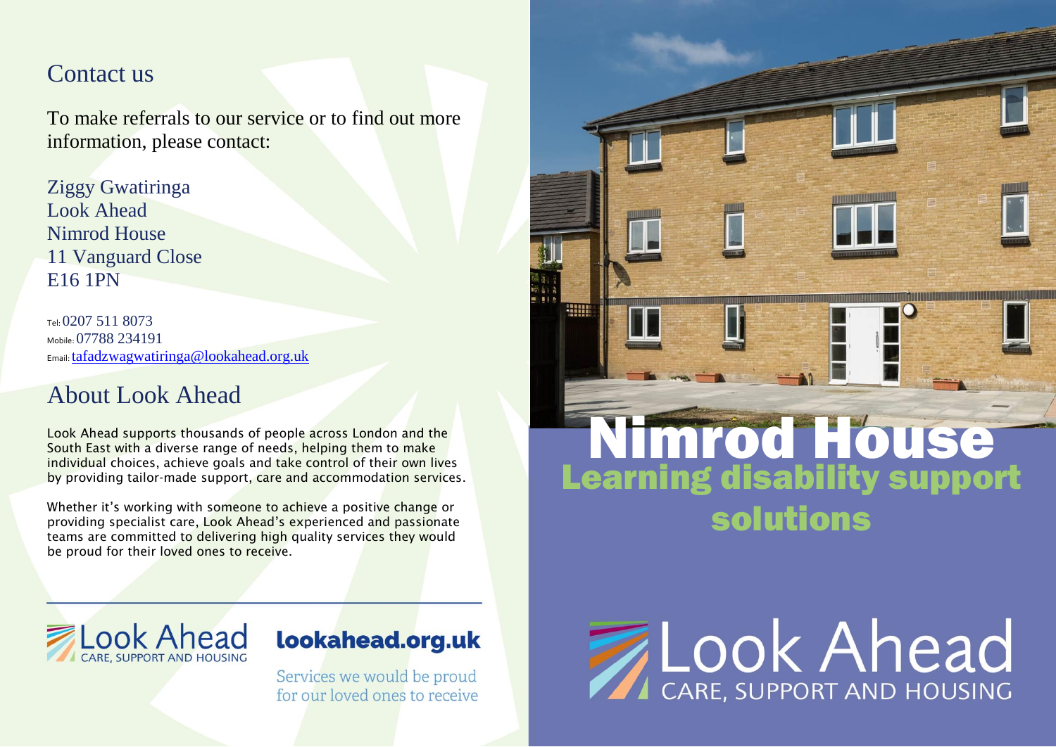## Contact us

To make referrals to our service or to find out more information, please contact:

Ziggy Gwatiringa
Look Ahead
Nimrod House
11 Vanguard Close
E16 1PN

Tel: 0207 511 8073
Mobile: 07788 234191
Email: tafadzwagwatiringa@lookahead.org.uk

## About Look Ahead

Look Ahead supports thousands of people across London and the South East with a diverse range of needs, helping them to make individual choices, achieve goals and take control of their own lives by providing tailor-made support, care and accommodation services.

Whether it's working with someone to achieve a positive change or providing specialist care, Look Ahead's experienced and passionate teams are committed to delivering high quality services they would be proud for their loved ones to receive.

---

Look Ahead
CARE, SUPPORT AND HOUSING

**lookahead.org.uk**

Services we would be proud for our loved ones to receive

# Nimrod House

## Learning disability support solutions

Look Ahead
CARE, SUPPORT AND HOUSING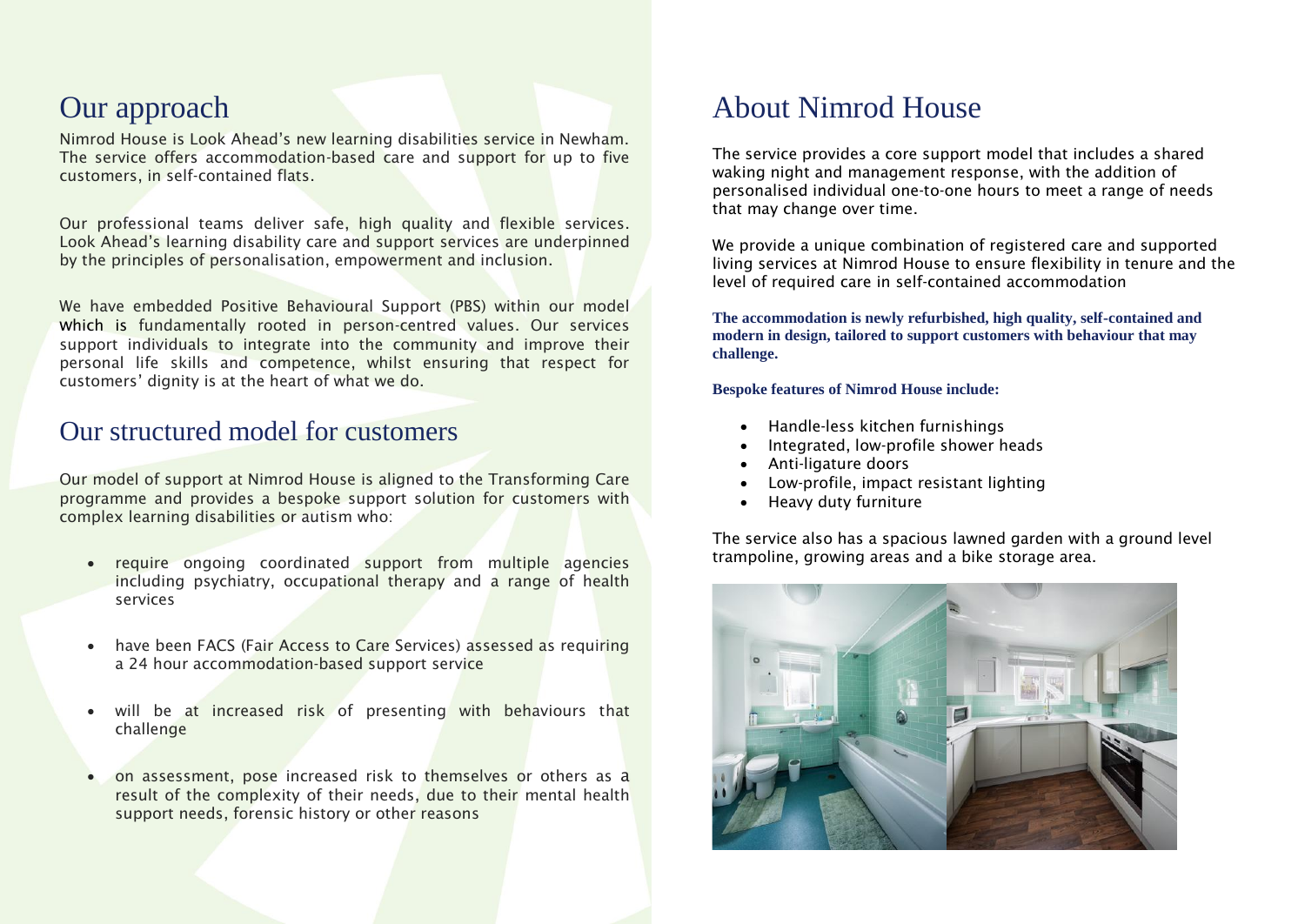## Our approach

Nimrod House is Look Ahead's new learning disabilities service in Newham. The service offers accommodation-based care and support for up to five customers, in self-contained flats.

Our professional teams deliver safe, high quality and flexible services. Look Ahead's learning disability care and support services are underpinned by the principles of personalisation, empowerment and inclusion.

We have embedded Positive Behavioural Support (PBS) within our model which is fundamentally rooted in person-centred values. Our services support individuals to integrate into the community and improve their personal life skills and competence, whilst ensuring that respect for customers' dignity is at the heart of what we do.

## Our structured model for customers

Our model of support at Nimrod House is aligned to the Transforming Care programme and provides a bespoke support solution for customers with complex learning disabilities or autism who:

- require ongoing coordinated support from multiple agencies including psychiatry, occupational therapy and a range of health services
- have been FACS (Fair Access to Care Services) assessed as requiring a 24 hour accommodation-based support service
- will be at increased risk of presenting with behaviours that challenge
- on assessment, pose increased risk to themselves or others as a result of the complexity of their needs, due to their mental health support needs, forensic history or other reasons

## About Nimrod House

The service provides a core support model that includes a shared waking night and management response, with the addition of personalised individual one-to-one hours to meet a range of needs that may change over time.

We provide a unique combination of registered care and supported living services at Nimrod House to ensure flexibility in tenure and the level of required care in self-contained accommodation

**The accommodation is newly refurbished, high quality, self-contained and modern in design, tailored to support customers with behaviour that may challenge.**

**Bespoke features of Nimrod House include:**

- Handle-less kitchen furnishings
- Integrated, low-profile shower heads
- Anti-ligature doors
- Low-profile, impact resistant lighting
- Heavy duty furniture

The service also has a spacious lawned garden with a ground level trampoline, growing areas and a bike storage area.